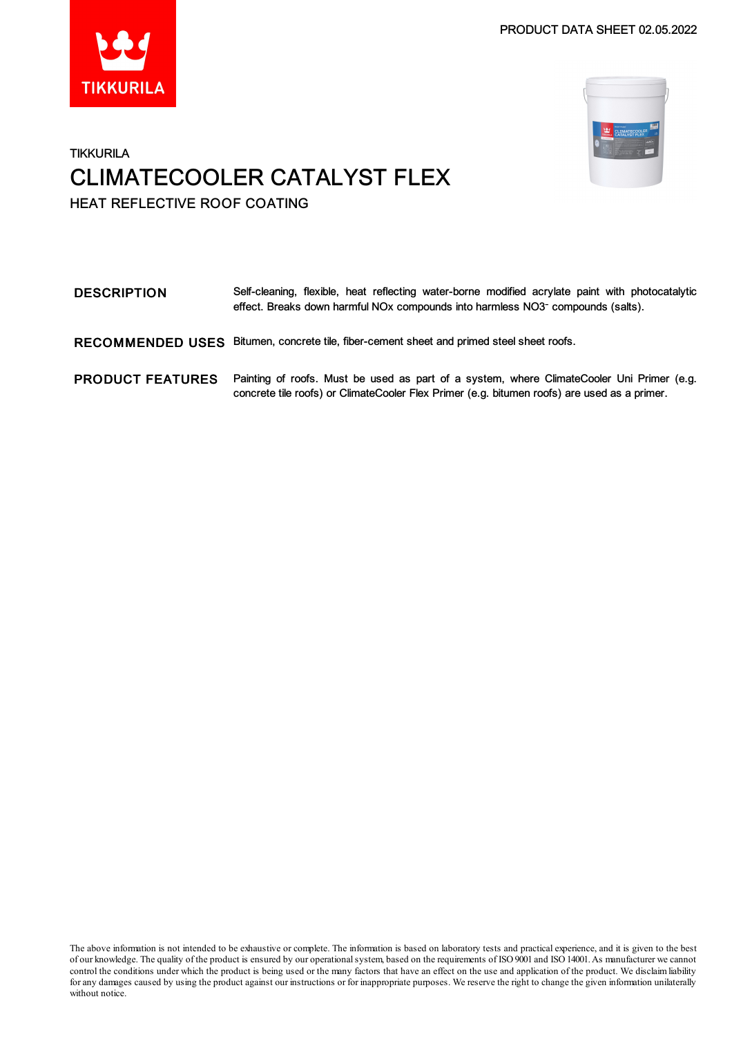PRODUCT DATA SHEET 02.05.2022

TIKKURILA

# CLIMATECOOLER CATALYST FLEX

## HEAT REFLECTIVE ROOF COATING

| | |
|---|---|
| **DESCRIPTION** | Self-cleaning, flexible, heat reflecting water-borne modified acrylate paint with photocatalytic effect. Breaks down harmful NOx compounds into harmless $NO3^-$ compounds (salts). |
| **RECOMMENDED USES** | Bitumen, concrete tile, fiber-cement sheet and primed steel sheet roofs. |
| **PRODUCT FEATURES** | Painting of roofs. Must be used as part of a system, where ClimateCooler Uni Primer (e.g. concrete tile roofs) or ClimateCooler Flex Primer (e.g. bitumen roofs) are used as a primer. |

The above information is not intended to be exhaustive or complete. The information is based on laboratory tests and practical experience, and it is given to the best of our knowledge. The quality of the product is ensured by our operational system, based on the requirements of ISO 9001 and ISO 14001. As manufacturer we cannot control the conditions under which the product is being used or the many factors that have an effect on the use and application of the product. We disclaim liability for any damages caused by using the product against our instructions or for inappropriate purposes. We reserve the right to change the given information unilaterally without notice.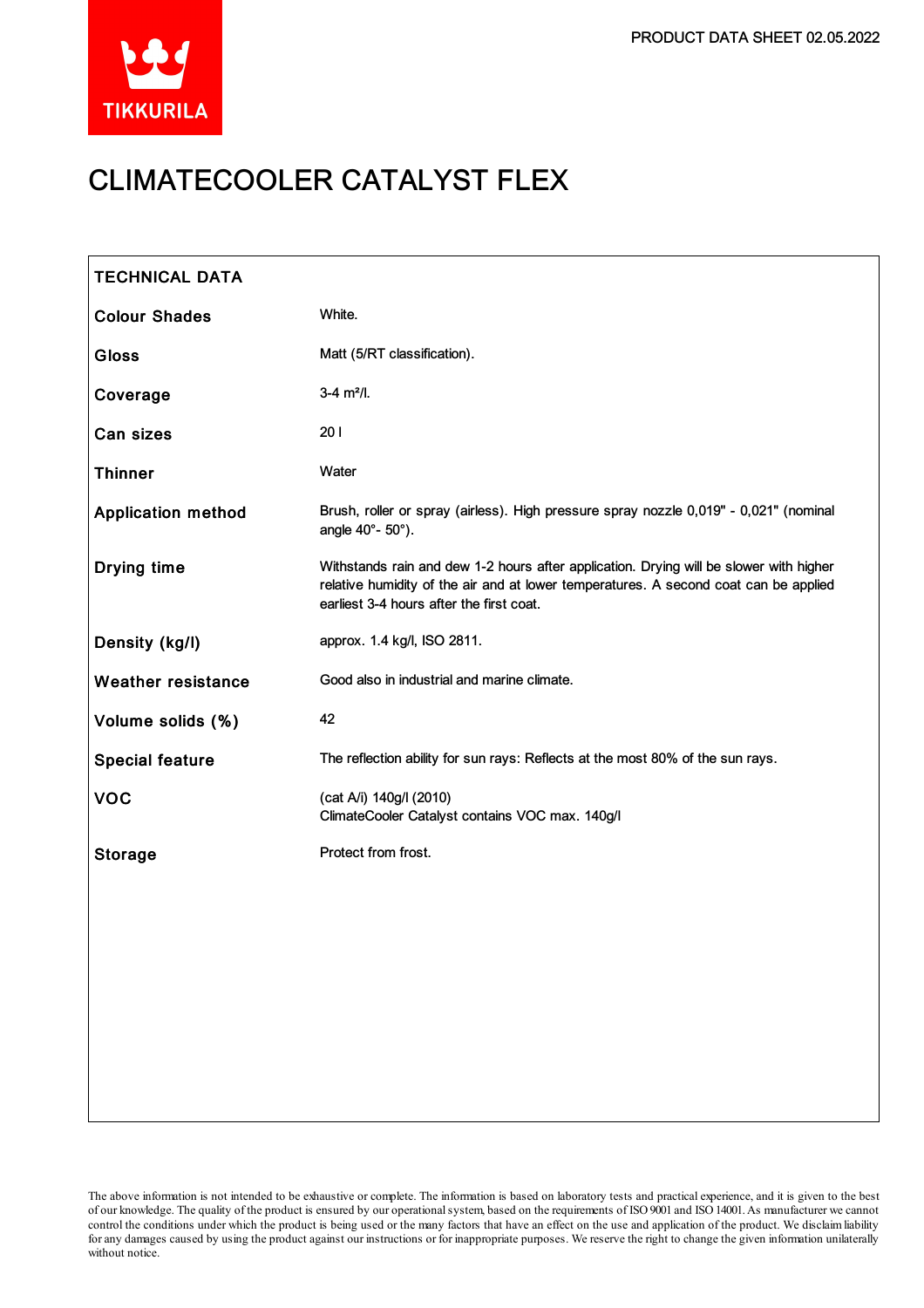TIKKURILA

PRODUCT DATA SHEET 02.05.2022

# CLIMATECOOLER CATALYST FLEX

| TECHNICAL DATA | |
|---|---|
| **Colour Shades** | White. |
| **Gloss** | Matt (5/RT classification). |
| **Coverage** | 3-4 m²/l. |
| **Can sizes** | 20 l |
| **Thinner** | Water |
| **Application method** | Brush, roller or spray (airless). High pressure spray nozzle 0,019" - 0,021" (nominal angle 40°- 50°). |
| **Drying time** | Withstands rain and dew 1-2 hours after application. Drying will be slower with higher relative humidity of the air and at lower temperatures. A second coat can be applied earliest 3-4 hours after the first coat. |
| **Density (kg/l)** | approx. 1.4 kg/l, ISO 2811. |
| **Weather resistance** | Good also in industrial and marine climate. |
| **Volume solids (%)** | 42 |
| **Special feature** | The reflection ability for sun rays: Reflects at the most 80% of the sun rays. |
| **VOC** | (cat A/i) 140g/l (2010)<br>ClimateCooler Catalyst contains VOC max. 140g/l |
| **Storage** | Protect from frost. |

The above information is not intended to be exhaustive or complete. The information is based on laboratory tests and practical experience, and it is given to the best of our knowledge. The quality of the product is ensured by our operational system, based on the requirements of ISO 9001 and ISO 14001. As manufacturer we cannot control the conditions under which the product is being used or the many factors that have an effect on the use and application of the product. We disclaim liability for any damages caused by using the product against our instructions or for inappropriate purposes. We reserve the right to change the given information unilaterally without notice.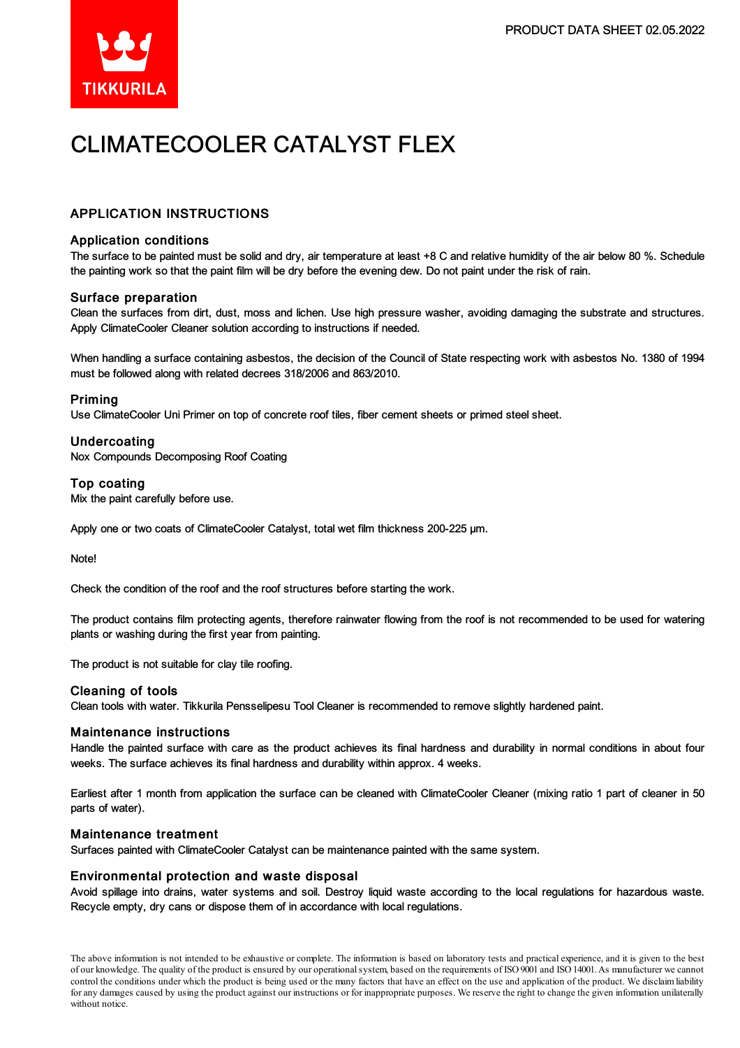CLIMATECOOLER CATALYST FLEX

## APPLICATION INSTRUCTIONS

### Application conditions

The surface to be painted must be solid and dry, air temperature at least +8 C and relative humidity of the air below 80 %. Schedule the painting work so that the paint film will be dry before the evening dew. Do not paint under the risk of rain.

### Surface preparation

Clean the surfaces from dirt, dust, moss and lichen. Use high pressure washer, avoiding damaging the substrate and structures. Apply ClimateCooler Cleaner solution according to instructions if needed.

When handling a surface containing asbestos, the decision of the Council of State respecting work with asbestos No. 1380 of 1994 must be followed along with related decrees 318/2006 and 863/2010.

### Priming

Use ClimateCooler Uni Primer on top of concrete roof tiles, fiber cement sheets or primed steel sheet.

### Undercoating

Nox Compounds Decomposing Roof Coating

### Top coating

Mix the paint carefully before use.

Apply one or two coats of ClimateCooler Catalyst, total wet film thickness 200-225 µm.

Note!

Check the condition of the roof and the roof structures before starting the work.

The product contains film protecting agents, therefore rainwater flowing from the roof is not recommended to be used for watering plants or washing during the first year from painting.

The product is not suitable for clay tile roofing.

### Cleaning of tools

Clean tools with water. Tikkurila Pensselipesu Tool Cleaner is recommended to remove slightly hardened paint.

### Maintenance instructions

Handle the painted surface with care as the product achieves its final hardness and durability in normal conditions in about four weeks. The surface achieves its final hardness and durability within approx. 4 weeks.

Earliest after 1 month from application the surface can be cleaned with ClimateCooler Cleaner (mixing ratio 1 part of cleaner in 50 parts of water).

### Maintenance treatment

Surfaces painted with ClimateCooler Catalyst can be maintenance painted with the same system.

### Environmental protection and waste disposal

Avoid spillage into drains, water systems and soil. Destroy liquid waste according to the local regulations for hazardous waste. Recycle empty, dry cans or dispose them of in accordance with local regulations.

The above information is not intended to be exhaustive or complete. The information is based on laboratory tests and practical experience, and it is given to the best of our knowledge. The quality of the product is ensured by our operational system, based on the requirements of ISO 9001 and ISO 14001. As manufacturer we cannot control the conditions under which the product is being used or the many factors that have an effect on the use and application of the product. We disclaim liability for any damages caused by using the product against our instructions or for inappropriate purposes. We reserve the right to change the given information unilaterally without notice.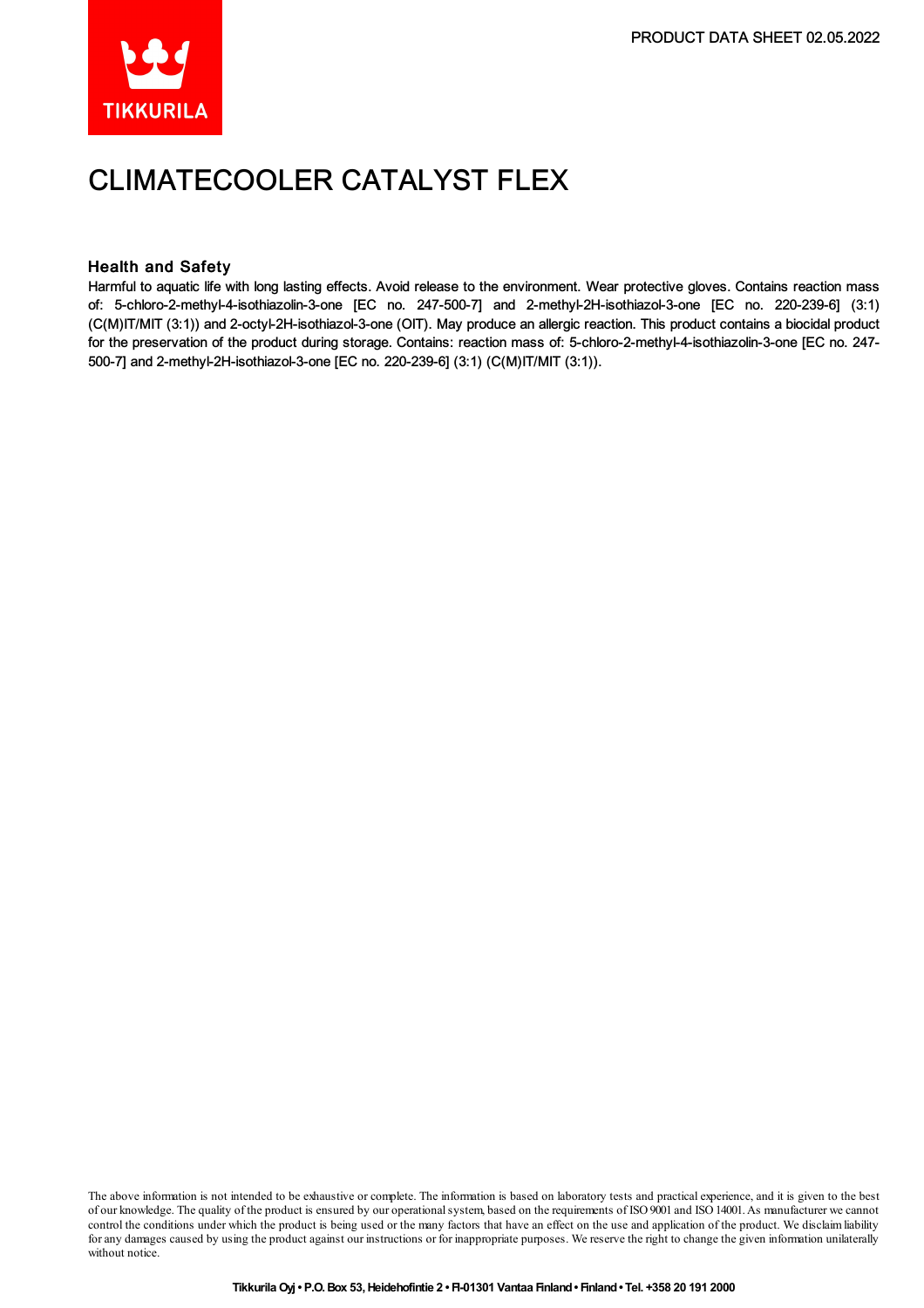# CLIMATECOOLER CATALYST FLEX

### Health and Safety

Harmful to aquatic life with long lasting effects. Avoid release to the environment. Wear protective gloves. Contains reaction mass of: 5-chloro-2-methyl-4-isothiazolin-3-one [EC no. 247-500-7] and 2-methyl-2H-isothiazol-3-one [EC no. 220-239-6] (3:1) (C(M)IT/MIT (3:1)) and 2-octyl-2H-isothiazol-3-one (OIT). May produce an allergic reaction. This product contains a biocidal product for the preservation of the product during storage. Contains: reaction mass of: 5-chloro-2-methyl-4-isothiazolin-3-one [EC no. 247-500-7] and 2-methyl-2H-isothiazol-3-one [EC no. 220-239-6] (3:1) (C(M)IT/MIT (3:1)).

The above information is not intended to be exhaustive or complete. The information is based on laboratory tests and practical experience, and it is given to the best of our knowledge. The quality of the product is ensured by our operational system, based on the requirements of ISO 9001 and ISO 14001. As manufacturer we cannot control the conditions under which the product is being used or the many factors that have an effect on the use and application of the product. We disclaim liability for any damages caused by using the product against our instructions or for inappropriate purposes. We reserve the right to change the given information unilaterally without notice.

**Tikkurila Oyj • P.O. Box 53, Heidehofintie 2 • FI-01301 Vantaa Finland • Finland • Tel. +358 20 191 2000**